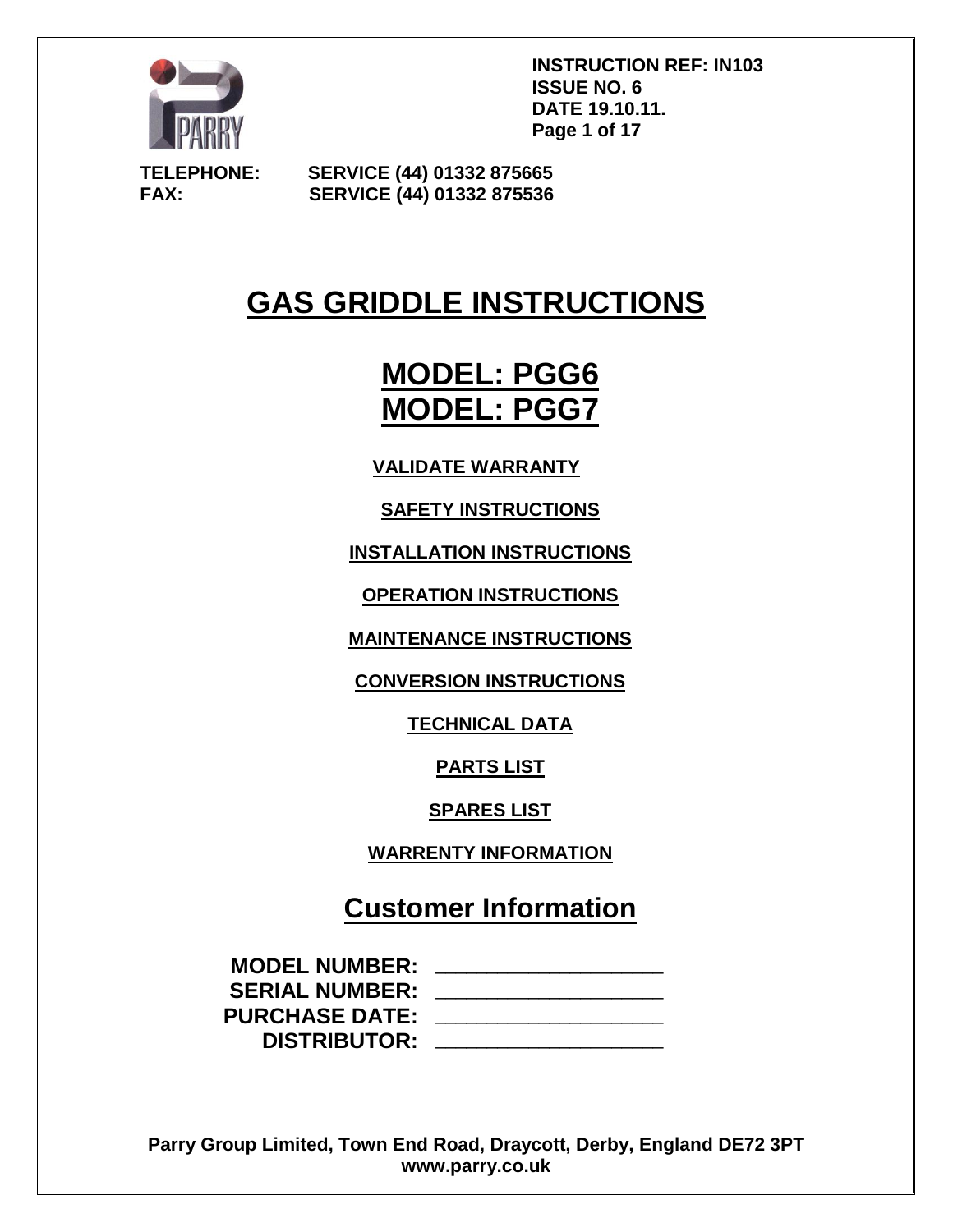**INSTRUCTION REF: IN103**
**ISSUE NO. 6**
**DATE 19.10.11.**

**TELEPHONE: SERVICE (44) 01332 875665**
**FAX: SERVICE (44) 01332 875536**

# GAS GRIDDLE INSTRUCTIONS

## MODEL: PGG6
## MODEL: PGG7

**VALIDATE WARRANTY**

**SAFETY INSTRUCTIONS**

**INSTALLATION INSTRUCTIONS**

**OPERATION INSTRUCTIONS**

**MAINTENANCE INSTRUCTIONS**

**CONVERSION INSTRUCTIONS**

**TECHNICAL DATA**

**PARTS LIST**

**SPARES LIST**

**WARRENTY INFORMATION**

## Customer Information

**MODEL NUMBER:** ____________________
**SERIAL NUMBER:** ____________________
**PURCHASE DATE:** ____________________
**DISTRIBUTOR:** ____________________

**Parry Group Limited, Town End Road, Draycott, Derby, England DE72 3PT**
**www.parry.co.uk**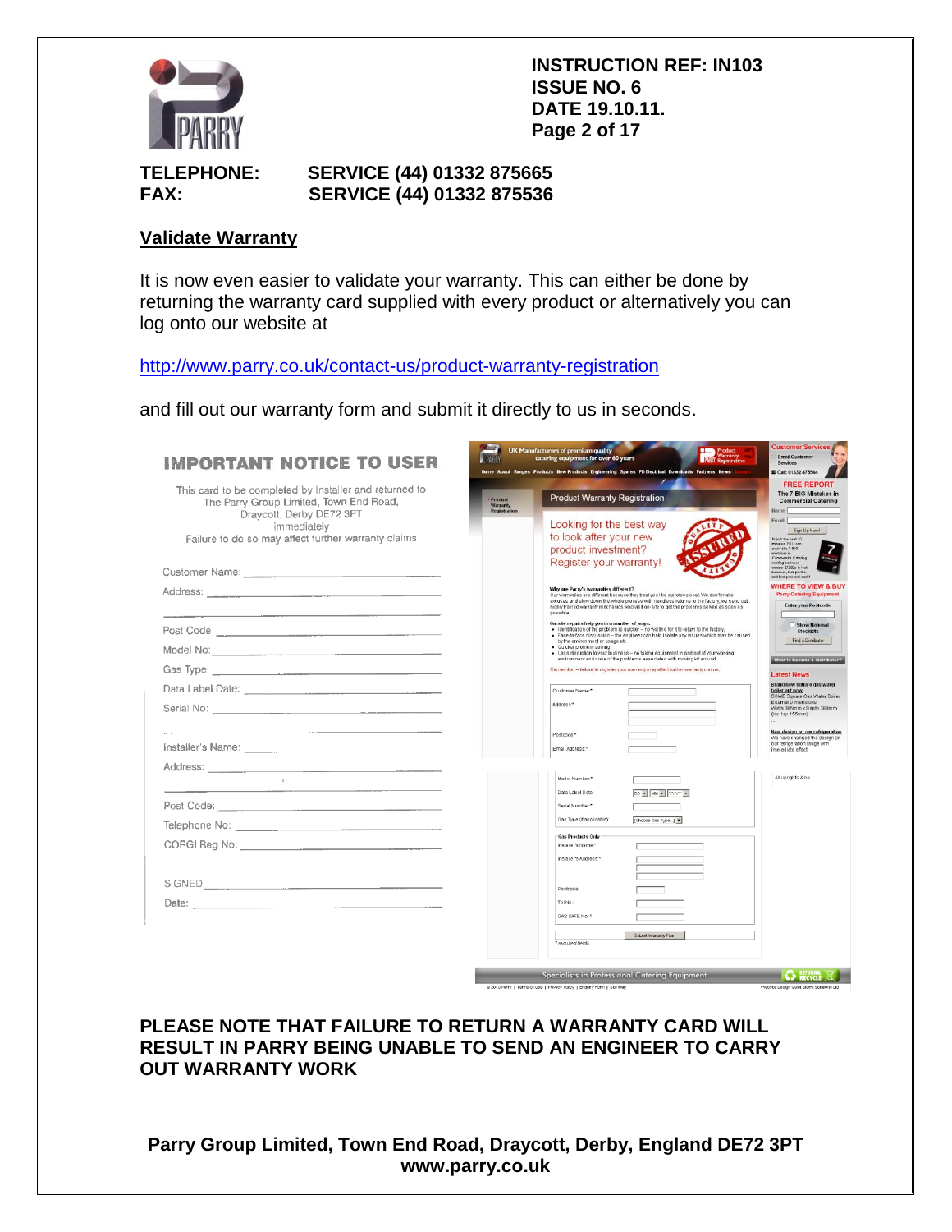**INSTRUCTION REF: IN103**
**ISSUE NO. 6**
**DATE 19.10.11.**

**TELEPHONE: SERVICE (44) 01332 875665**
**FAX: SERVICE (44) 01332 875536**

## Validate Warranty

It is now even easier to validate your warranty. This can either be done by returning the warranty card supplied with every product or alternatively you can log onto our website at

http://www.parry.co.uk/contact-us/product-warranty-registration

and fill out our warranty form and submit it directly to us in seconds.

**IMPORTANT NOTICE TO USER**

This card to be completed by Installer and returned to The Parry Group Limited, Town End Road, Draycott, Derby DE72 3PT immediately

Failure to do so may affect further warranty claims

Customer Name: ______________________

Address: ______________________

Post Code: ______________________

Model No: ______________________

Gas Type: ______________________

Data Label Date: ______________________

Serial No: ______________________

Installer's Name: ______________________

Address: ______________________

Post Code: ______________________

Telephone No: ______________________

CORGI Reg No: ______________________

SIGNED ______________________

Date: ______________________

**PLEASE NOTE THAT FAILURE TO RETURN A WARRANTY CARD WILL RESULT IN PARRY BEING UNABLE TO SEND AN ENGINEER TO CARRY OUT WARRANTY WORK**

**Parry Group Limited, Town End Road, Draycott, Derby, England DE72 3PT**
**www.parry.co.uk**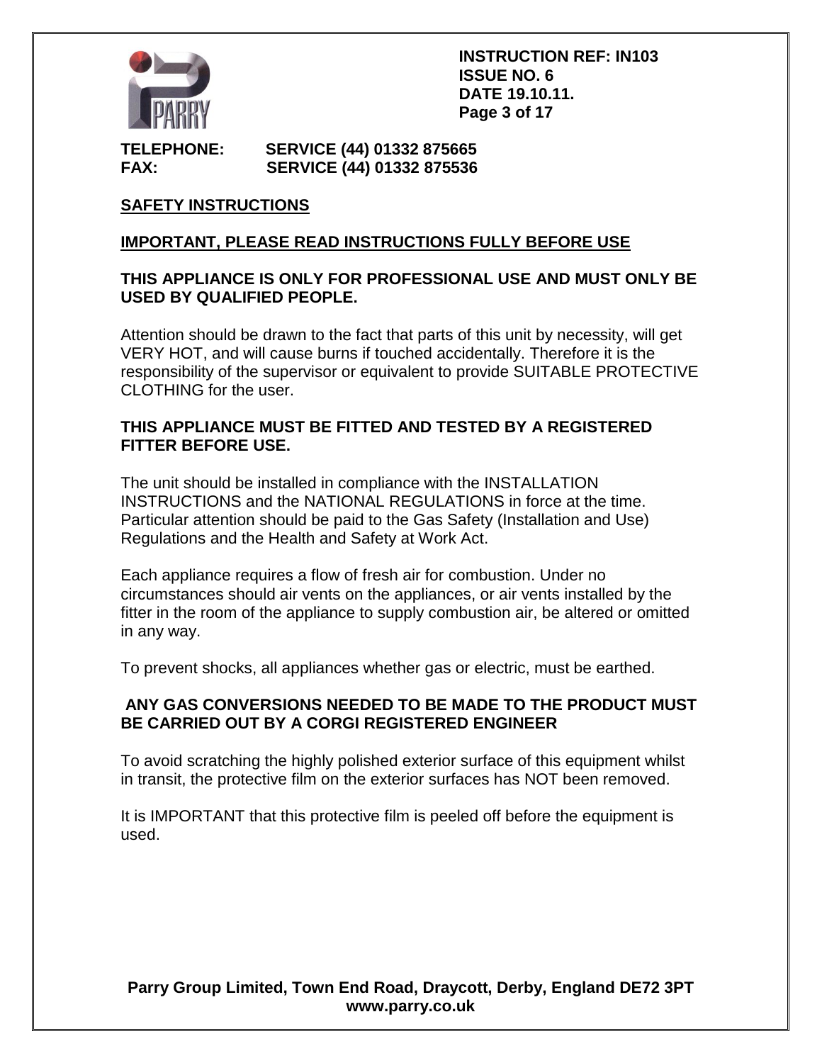**TELEPHONE:** SERVICE (44) 01332 875665
**FAX:** SERVICE (44) 01332 875536

## SAFETY INSTRUCTIONS

### IMPORTANT, PLEASE READ INSTRUCTIONS FULLY BEFORE USE

**THIS APPLIANCE IS ONLY FOR PROFESSIONAL USE AND MUST ONLY BE USED BY QUALIFIED PEOPLE.**

Attention should be drawn to the fact that parts of this unit by necessity, will get VERY HOT, and will cause burns if touched accidentally. Therefore it is the responsibility of the supervisor or equivalent to provide SUITABLE PROTECTIVE CLOTHING for the user.

**THIS APPLIANCE MUST BE FITTED AND TESTED BY A REGISTERED FITTER BEFORE USE.**

The unit should be installed in compliance with the INSTALLATION INSTRUCTIONS and the NATIONAL REGULATIONS in force at the time. Particular attention should be paid to the Gas Safety (Installation and Use) Regulations and the Health and Safety at Work Act.

Each appliance requires a flow of fresh air for combustion. Under no circumstances should air vents on the appliances, or air vents installed by the fitter in the room of the appliance to supply combustion air, be altered or omitted in any way.

To prevent shocks, all appliances whether gas or electric, must be earthed.

**ANY GAS CONVERSIONS NEEDED TO BE MADE TO THE PRODUCT MUST BE CARRIED OUT BY A CORGI REGISTERED ENGINEER**

To avoid scratching the highly polished exterior surface of this equipment whilst in transit, the protective film on the exterior surfaces has NOT been removed.

It is IMPORTANT that this protective film is peeled off before the equipment is used.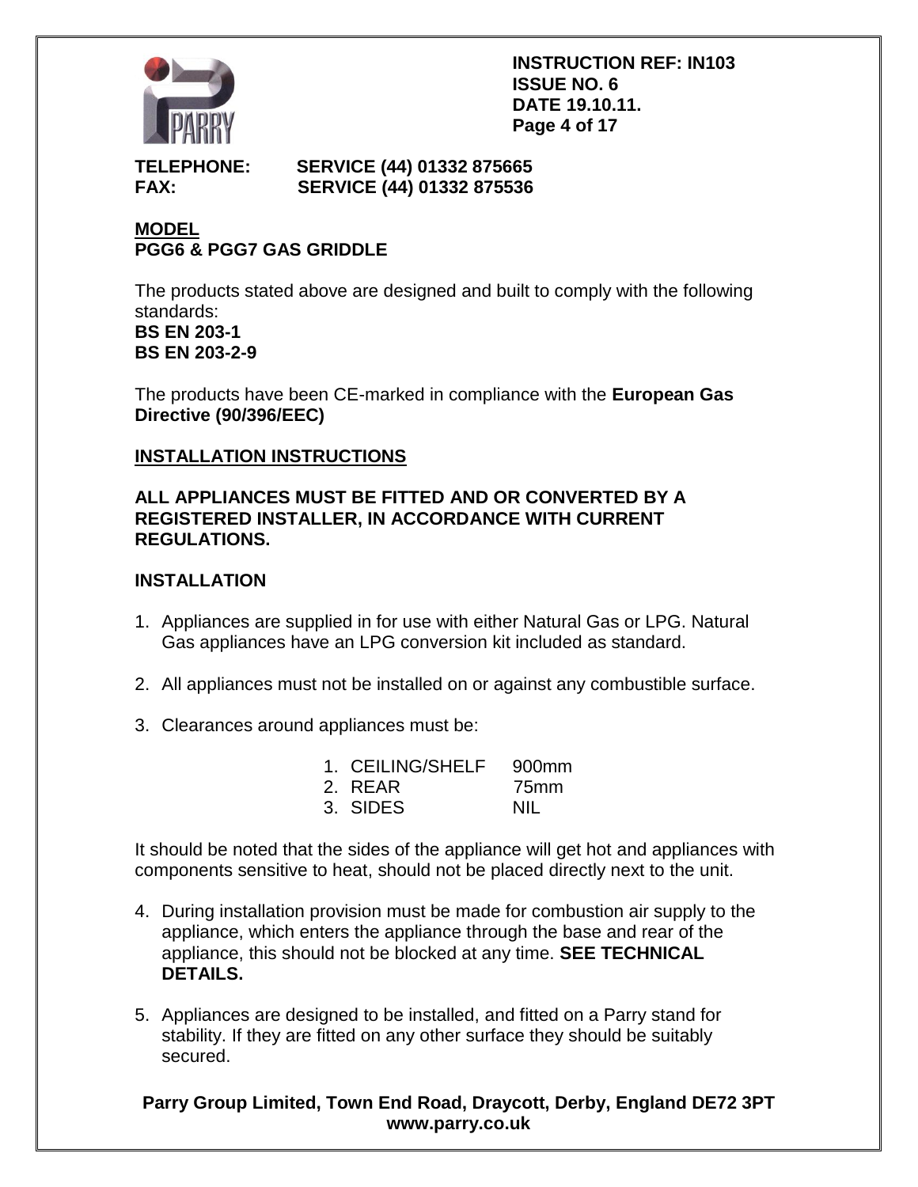**INSTRUCTION REF: IN103**
**ISSUE NO. 6**
**DATE 19.10.11.**

**TELEPHONE: SERVICE (44) 01332 875665**
**FAX: SERVICE (44) 01332 875536**

## MODEL
**PGG6 & PGG7 GAS GRIDDLE**

The products stated above are designed and built to comply with the following standards:
**BS EN 203-1**
**BS EN 203-2-9**

The products have been CE-marked in compliance with the **European Gas Directive (90/396/EEC)**

## INSTALLATION INSTRUCTIONS

**ALL APPLIANCES MUST BE FITTED AND OR CONVERTED BY A REGISTERED INSTALLER, IN ACCORDANCE WITH CURRENT REGULATIONS.**

### INSTALLATION

1. Appliances are supplied in for use with either Natural Gas or LPG. Natural Gas appliances have an LPG conversion kit included as standard.

2. All appliances must not be installed on or against any combustible surface.

3. Clearances around appliances must be:

    1. CEILING/SHELF 900mm
    2. REAR 75mm
    3. SIDES NIL

It should be noted that the sides of the appliance will get hot and appliances with components sensitive to heat, should not be placed directly next to the unit.

4. During installation provision must be made for combustion air supply to the appliance, which enters the appliance through the base and rear of the appliance, this should not be blocked at any time. **SEE TECHNICAL DETAILS.**

5. Appliances are designed to be installed, and fitted on a Parry stand for stability. If they are fitted on any other surface they should be suitably secured.

**Parry Group Limited, Town End Road, Draycott, Derby, England DE72 3PT**
**www.parry.co.uk**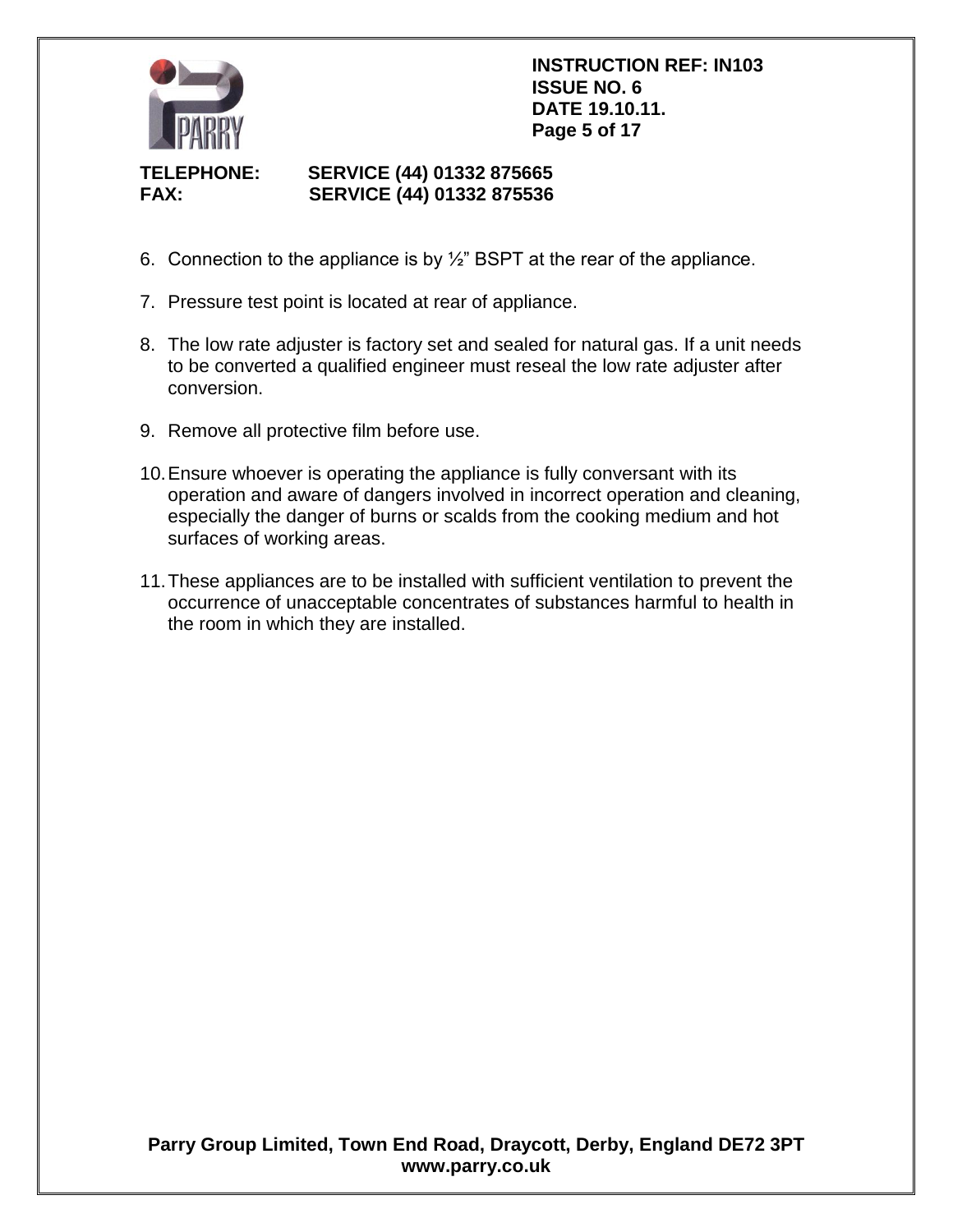6. Connection to the appliance is by ½” BSPT at the rear of the appliance.

7. Pressure test point is located at rear of appliance.

8. The low rate adjuster is factory set and sealed for natural gas. If a unit needs to be converted a qualified engineer must reseal the low rate adjuster after conversion.

9. Remove all protective film before use.

10. Ensure whoever is operating the appliance is fully conversant with its operation and aware of dangers involved in incorrect operation and cleaning, especially the danger of burns or scalds from the cooking medium and hot surfaces of working areas.

11. These appliances are to be installed with sufficient ventilation to prevent the occurrence of unacceptable concentrates of substances harmful to health in the room in which they are installed.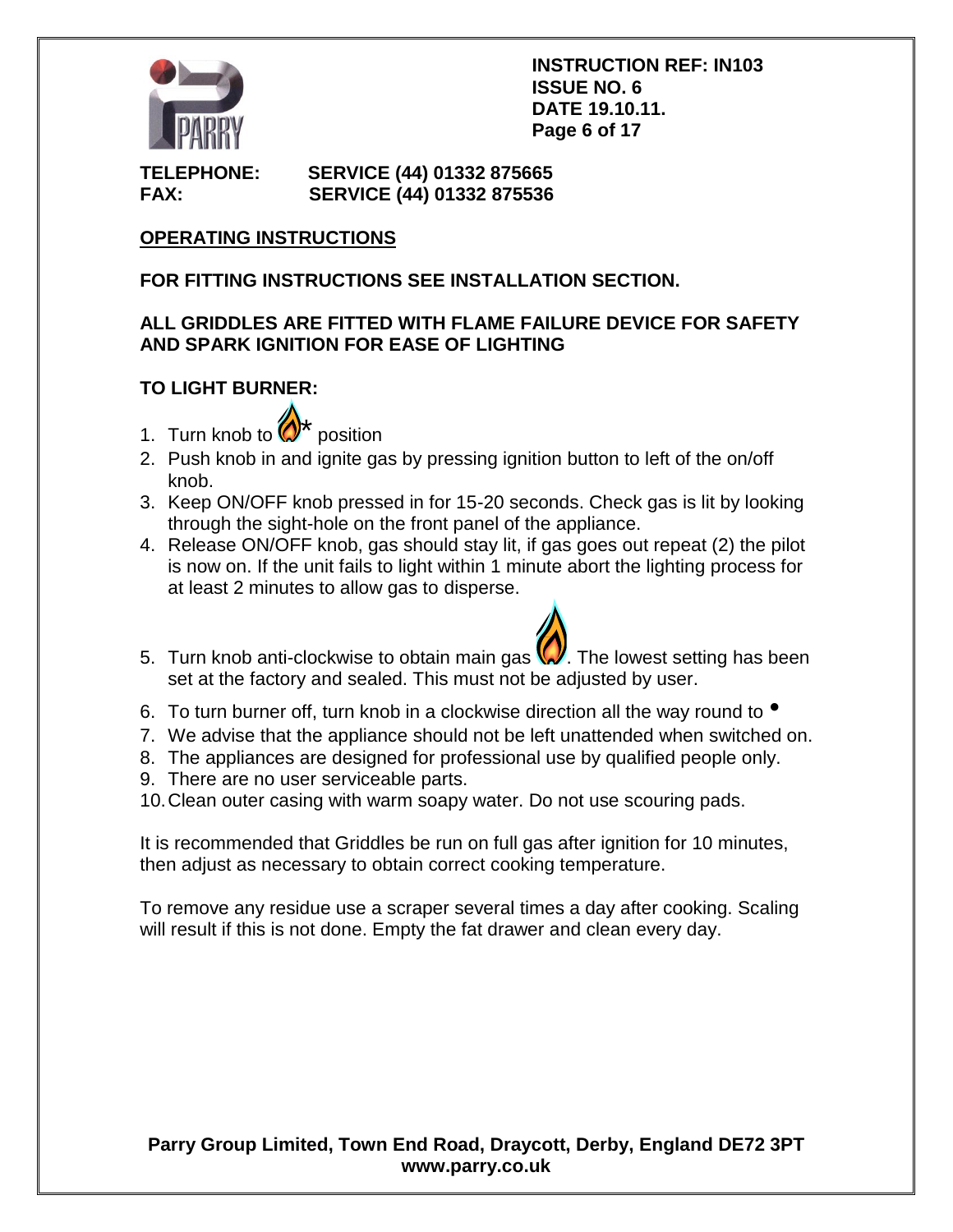**INSTRUCTION REF: IN103**
**ISSUE NO. 6**
**DATE 19.10.11.**

**TELEPHONE: SERVICE (44) 01332 875665**
**FAX: SERVICE (44) 01332 875536**

## OPERATING INSTRUCTIONS

**FOR FITTING INSTRUCTIONS SEE INSTALLATION SECTION.**

**ALL GRIDDLES ARE FITTED WITH FLAME FAILURE DEVICE FOR SAFETY AND SPARK IGNITION FOR EASE OF LIGHTING**

### TO LIGHT BURNER:

1. Turn knob to 🔥* position
2. Push knob in and ignite gas by pressing ignition button to left of the on/off knob.
3. Keep ON/OFF knob pressed in for 15-20 seconds. Check gas is lit by looking through the sight-hole on the front panel of the appliance.
4. Release ON/OFF knob, gas should stay lit, if gas goes out repeat (2) the pilot is now on. If the unit fails to light within 1 minute abort the lighting process for at least 2 minutes to allow gas to disperse.
5. Turn knob anti-clockwise to obtain main gas 🔥. The lowest setting has been set at the factory and sealed. This must not be adjusted by user.
6. To turn burner off, turn knob in a clockwise direction all the way round to •
7. We advise that the appliance should not be left unattended when switched on.
8. The appliances are designed for professional use by qualified people only.
9. There are no user serviceable parts.
10. Clean outer casing with warm soapy water. Do not use scouring pads.

It is recommended that Griddles be run on full gas after ignition for 10 minutes, then adjust as necessary to obtain correct cooking temperature.

To remove any residue use a scraper several times a day after cooking. Scaling will result if this is not done. Empty the fat drawer and clean every day.

**Parry Group Limited, Town End Road, Draycott, Derby, England DE72 3PT**
**www.parry.co.uk**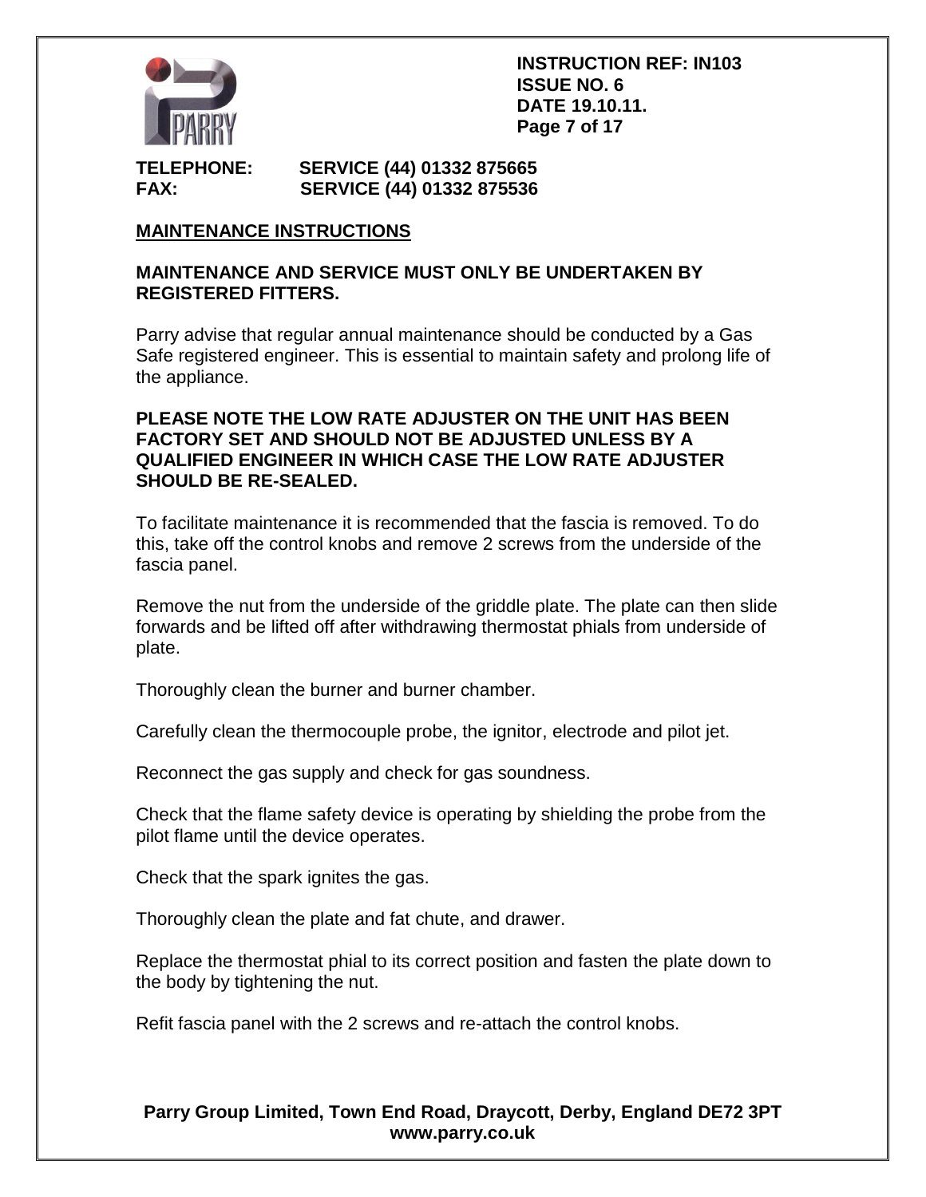TELEPHONE: SERVICE (44) 01332 875665
FAX: SERVICE (44) 01332 875536

## MAINTENANCE INSTRUCTIONS

**MAINTENANCE AND SERVICE MUST ONLY BE UNDERTAKEN BY REGISTERED FITTERS.**

Parry advise that regular annual maintenance should be conducted by a Gas Safe registered engineer. This is essential to maintain safety and prolong life of the appliance.

**PLEASE NOTE THE LOW RATE ADJUSTER ON THE UNIT HAS BEEN FACTORY SET AND SHOULD NOT BE ADJUSTED UNLESS BY A QUALIFIED ENGINEER IN WHICH CASE THE LOW RATE ADJUSTER SHOULD BE RE-SEALED.**

To facilitate maintenance it is recommended that the fascia is removed. To do this, take off the control knobs and remove 2 screws from the underside of the fascia panel.

Remove the nut from the underside of the griddle plate. The plate can then slide forwards and be lifted off after withdrawing thermostat phials from underside of plate.

Thoroughly clean the burner and burner chamber.

Carefully clean the thermocouple probe, the ignitor, electrode and pilot jet.

Reconnect the gas supply and check for gas soundness.

Check that the flame safety device is operating by shielding the probe from the pilot flame until the device operates.

Check that the spark ignites the gas.

Thoroughly clean the plate and fat chute, and drawer.

Replace the thermostat phial to its correct position and fasten the plate down to the body by tightening the nut.

Refit fascia panel with the 2 screws and re-attach the control knobs.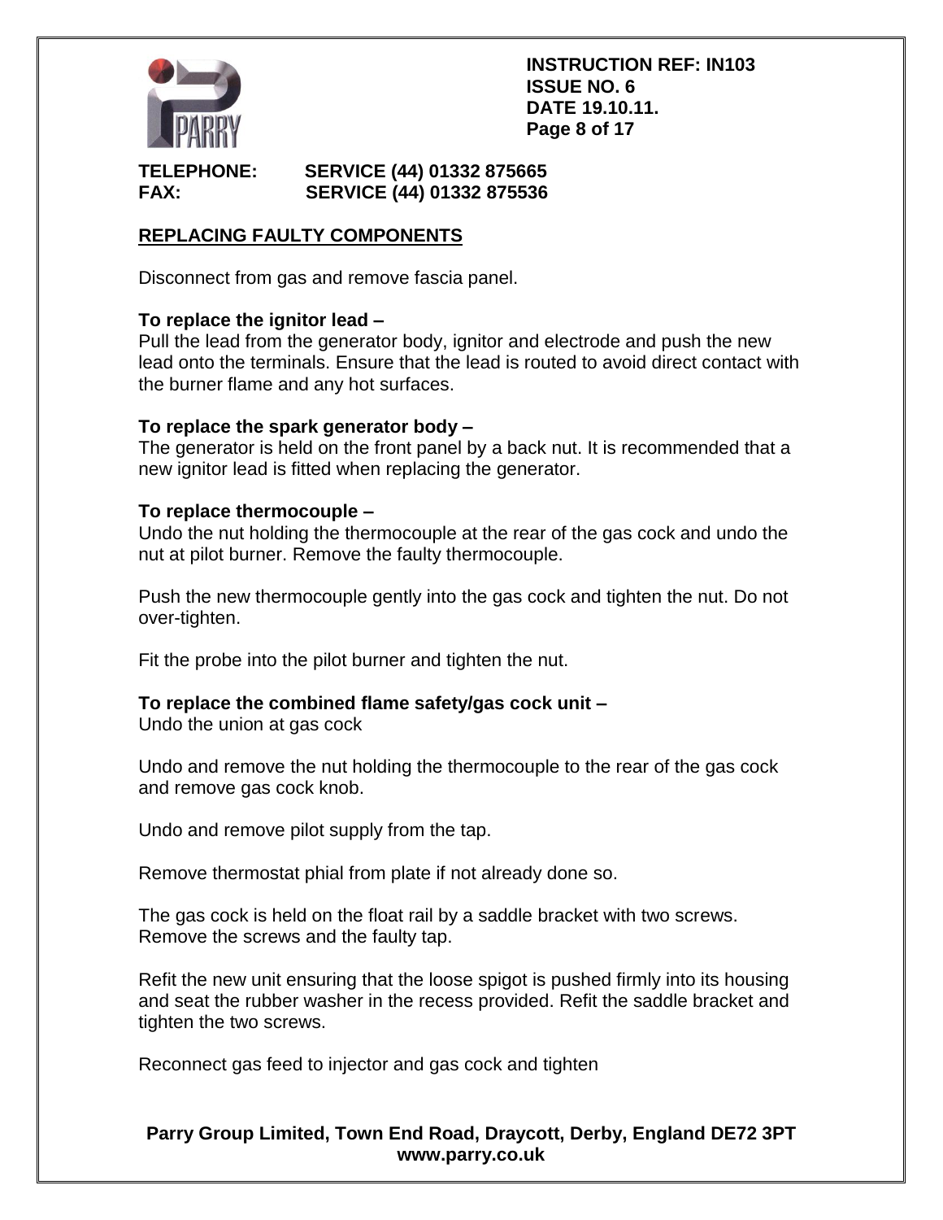## REPLACING FAULTY COMPONENTS

Disconnect from gas and remove fascia panel.

**To replace the ignitor lead –**
Pull the lead from the generator body, ignitor and electrode and push the new lead onto the terminals. Ensure that the lead is routed to avoid direct contact with the burner flame and any hot surfaces.

**To replace the spark generator body –**
The generator is held on the front panel by a back nut. It is recommended that a new ignitor lead is fitted when replacing the generator.

**To replace thermocouple –**
Undo the nut holding the thermocouple at the rear of the gas cock and undo the nut at pilot burner. Remove the faulty thermocouple.

Push the new thermocouple gently into the gas cock and tighten the nut. Do not over-tighten.

Fit the probe into the pilot burner and tighten the nut.

**To replace the combined flame safety/gas cock unit –**
Undo the union at gas cock

Undo and remove the nut holding the thermocouple to the rear of the gas cock and remove gas cock knob.

Undo and remove pilot supply from the tap.

Remove thermostat phial from plate if not already done so.

The gas cock is held on the float rail by a saddle bracket with two screws. Remove the screws and the faulty tap.

Refit the new unit ensuring that the loose spigot is pushed firmly into its housing and seat the rubber washer in the recess provided. Refit the saddle bracket and tighten the two screws.

Reconnect gas feed to injector and gas cock and tighten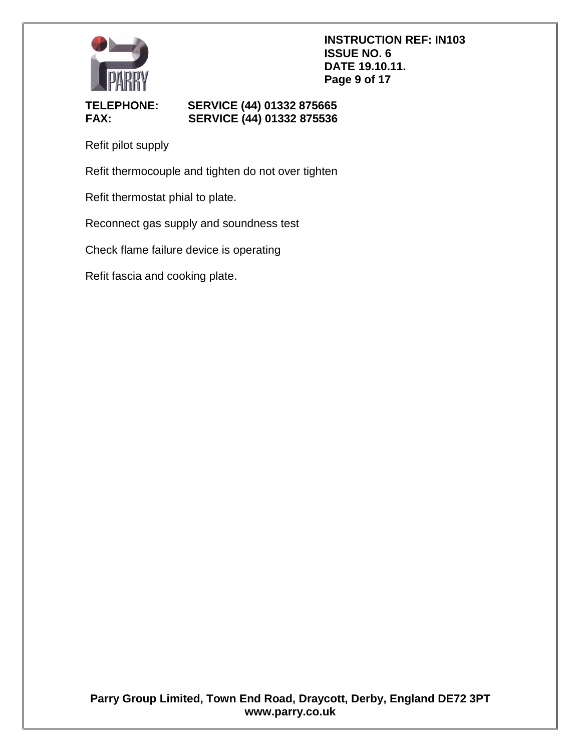Refit pilot supply

Refit thermocouple and tighten do not over tighten

Refit thermostat phial to plate.

Reconnect gas supply and soundness test

Check flame failure device is operating

Refit fascia and cooking plate.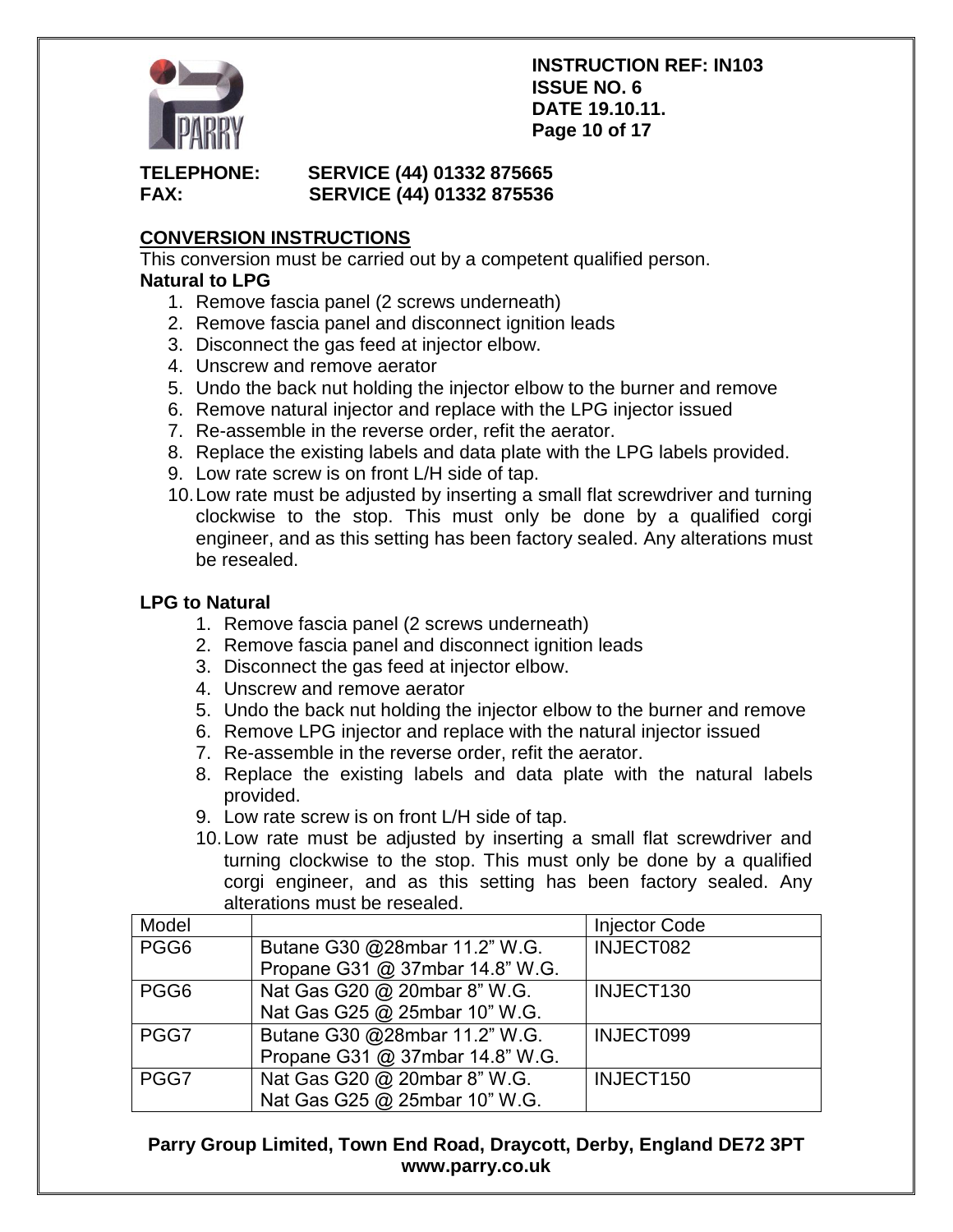**INSTRUCTION REF: IN103**
**ISSUE NO. 6**
**DATE 19.10.11.**

**TELEPHONE: SERVICE (44) 01332 875665**
**FAX: SERVICE (44) 01332 875536**

## CONVERSION INSTRUCTIONS

This conversion must be carried out by a competent qualified person.

**Natural to LPG**

1. Remove fascia panel (2 screws underneath)
2. Remove fascia panel and disconnect ignition leads
3. Disconnect the gas feed at injector elbow.
4. Unscrew and remove aerator
5. Undo the back nut holding the injector elbow to the burner and remove
6. Remove natural injector and replace with the LPG injector issued
7. Re-assemble in the reverse order, refit the aerator.
8. Replace the existing labels and data plate with the LPG labels provided.
9. Low rate screw is on front L/H side of tap.
10. Low rate must be adjusted by inserting a small flat screwdriver and turning clockwise to the stop. This must only be done by a qualified corgi engineer, and as this setting has been factory sealed. Any alterations must be resealed.

**LPG to Natural**

1. Remove fascia panel (2 screws underneath)
2. Remove fascia panel and disconnect ignition leads
3. Disconnect the gas feed at injector elbow.
4. Unscrew and remove aerator
5. Undo the back nut holding the injector elbow to the burner and remove
6. Remove LPG injector and replace with the natural injector issued
7. Re-assemble in the reverse order, refit the aerator.
8. Replace the existing labels and data plate with the natural labels provided.
9. Low rate screw is on front L/H side of tap.
10. Low rate must be adjusted by inserting a small flat screwdriver and turning clockwise to the stop. This must only be done by a qualified corgi engineer, and as this setting has been factory sealed. Any alterations must be resealed.

| Model | | Injector Code |
|---|---|---|
| PGG6 | Butane G30 @28mbar 11.2" W.G.<br>Propane G31 @ 37mbar 14.8" W.G. | INJECT082 |
| PGG6 | Nat Gas G20 @ 20mbar 8" W.G.<br>Nat Gas G25 @ 25mbar 10" W.G. | INJECT130 |
| PGG7 | Butane G30 @28mbar 11.2" W.G.<br>Propane G31 @ 37mbar 14.8" W.G. | INJECT099 |
| PGG7 | Nat Gas G20 @ 20mbar 8" W.G.<br>Nat Gas G25 @ 25mbar 10" W.G. | INJECT150 |

**Parry Group Limited, Town End Road, Draycott, Derby, England DE72 3PT**
**www.parry.co.uk**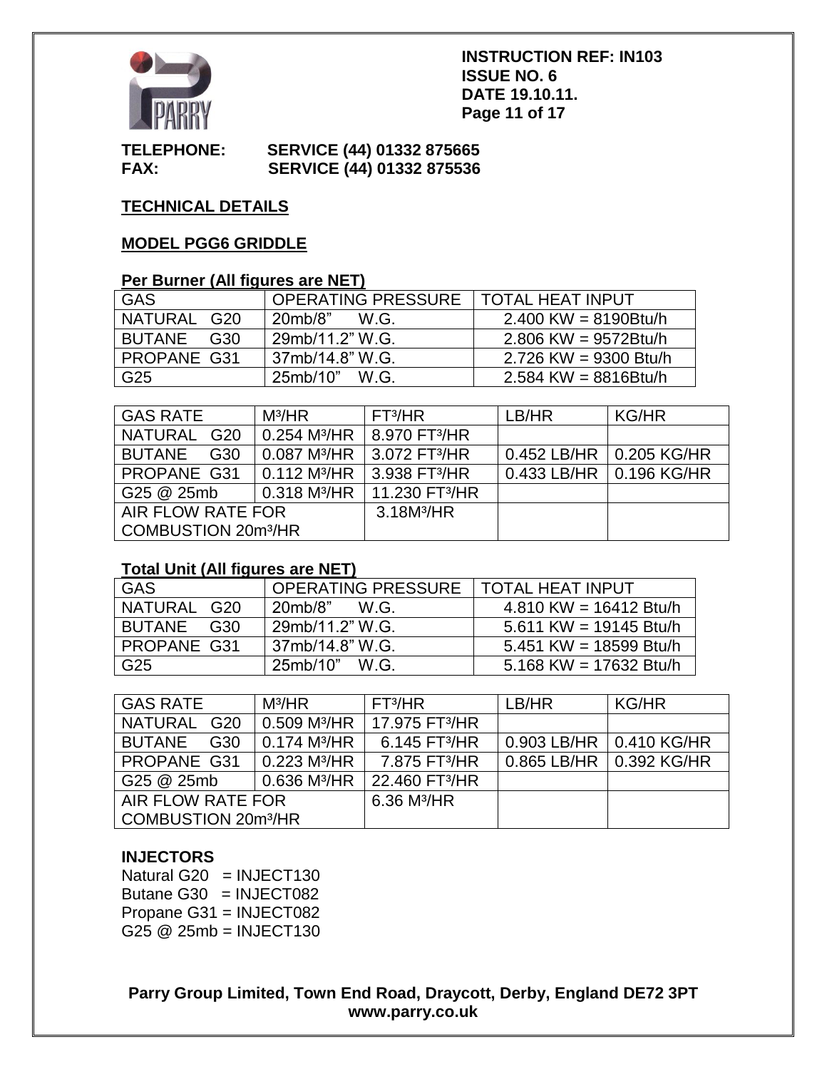**INSTRUCTION REF: IN103**
**ISSUE NO. 6**
**DATE 19.10.11.**

**TELEPHONE:** **SERVICE (44) 01332 875665**
**FAX:** **SERVICE (44) 01332 875536**

## TECHNICAL DETAILS

### MODEL PGG6 GRIDDLE

**Per Burner (All figures are NET)**

| GAS | OPERATING PRESSURE | TOTAL HEAT INPUT |
|---|---|---|
| NATURAL G20 | 20mb/8" W.G. | 2.400 KW = 8190Btu/h |
| BUTANE G30 | 29mb/11.2" W.G. | 2.806 KW = 9572Btu/h |
| PROPANE G31 | 37mb/14.8" W.G. | 2.726 KW = 9300 Btu/h |
| G25 | 25mb/10" W.G. | 2.584 KW = 8816Btu/h |

| GAS RATE | $M^3$/HR | $FT^3$/HR | LB/HR | KG/HR |
|---|---|---|---|---|
| NATURAL G20 | 0.254 $M^3$/HR | 8.970 $FT^3$/HR | | |
| BUTANE G30 | 0.087 $M^3$/HR | 3.072 $FT^3$/HR | 0.452 LB/HR | 0.205 KG/HR |
| PROPANE G31 | 0.112 $M^3$/HR | 3.938 $FT^3$/HR | 0.433 LB/HR | 0.196 KG/HR |
| G25 @ 25mb | 0.318 $M^3$/HR | 11.230 $FT^3$/HR | | |
| AIR FLOW RATE FOR COMBUSTION 20$m^3$/HR | | 3.18$M^3$/HR | | |

**Total Unit (All figures are NET)**

| GAS | OPERATING PRESSURE | TOTAL HEAT INPUT |
|---|---|---|
| NATURAL G20 | 20mb/8" W.G. | 4.810 KW = 16412 Btu/h |
| BUTANE G30 | 29mb/11.2" W.G. | 5.611 KW = 19145 Btu/h |
| PROPANE G31 | 37mb/14.8" W.G. | 5.451 KW = 18599 Btu/h |
| G25 | 25mb/10" W.G. | 5.168 KW = 17632 Btu/h |

| GAS RATE | $M^3$/HR | $FT^3$/HR | LB/HR | KG/HR |
|---|---|---|---|---|
| NATURAL G20 | 0.509 $M^3$/HR | 17.975 $FT^3$/HR | | |
| BUTANE G30 | 0.174 $M^3$/HR | 6.145 $FT^3$/HR | 0.903 LB/HR | 0.410 KG/HR |
| PROPANE G31 | 0.223 $M^3$/HR | 7.875 $FT^3$/HR | 0.865 LB/HR | 0.392 KG/HR |
| G25 @ 25mb | 0.636 $M^3$/HR | 22.460 $FT^3$/HR | | |
| AIR FLOW RATE FOR COMBUSTION 20$m^3$/HR | | 6.36 $M^3$/HR | | |

### INJECTORS

Natural G20 = INJECT130
Butane G30 = INJECT082
Propane G31 = INJECT082
G25 @ 25mb = INJECT130

**Parry Group Limited, Town End Road, Draycott, Derby, England DE72 3PT**
**www.parry.co.uk**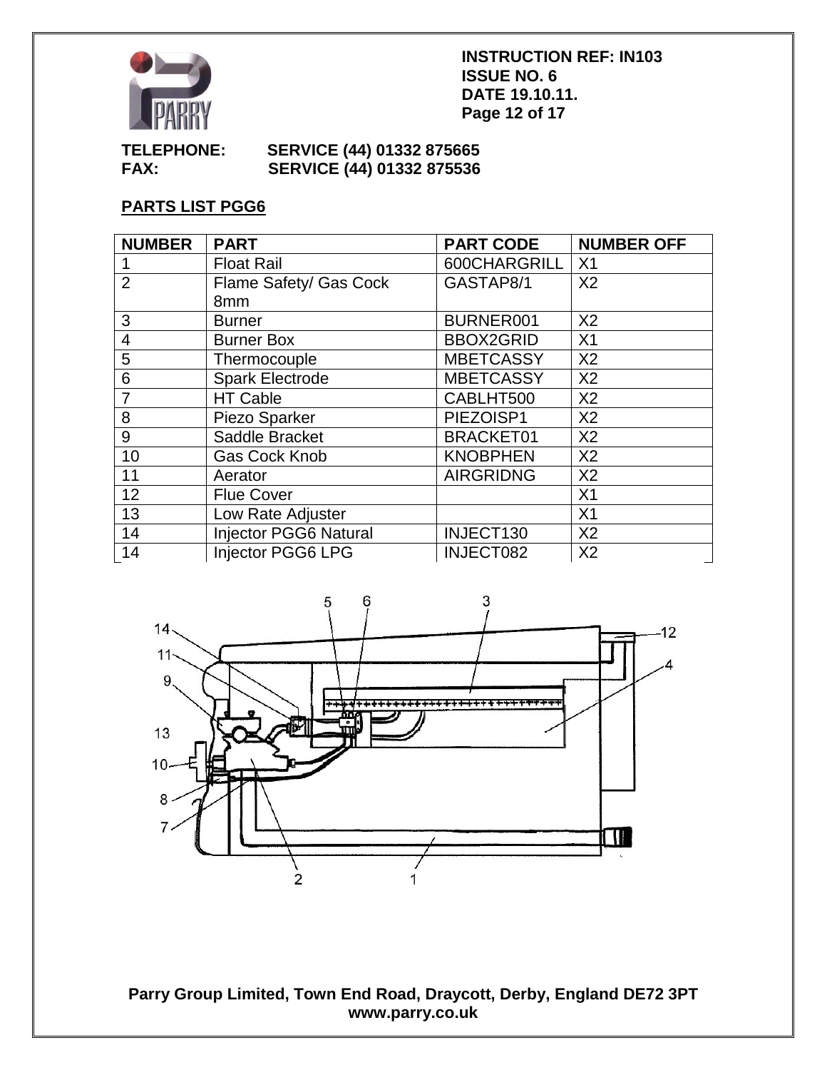**TELEPHONE:** **SERVICE (44) 01332 875665**
**FAX:** **SERVICE (44) 01332 875536**

## PARTS LIST PGG6

| NUMBER | PART | PART CODE | NUMBER OFF |
|---|---|---|---|
| 1 | Float Rail | 600CHARGRILL | X1 |
| 2 | Flame Safety/ Gas Cock 8mm | GASTAP8/1 | X2 |
| 3 | Burner | BURNER001 | X2 |
| 4 | Burner Box | BBOX2GRID | X1 |
| 5 | Thermocouple | MBETCASSY | X2 |
| 6 | Spark Electrode | MBETCASSY | X2 |
| 7 | HT Cable | CABLHT500 | X2 |
| 8 | Piezo Sparker | PIEZOISP1 | X2 |
| 9 | Saddle Bracket | BRACKET01 | X2 |
| 10 | Gas Cock Knob | KNOBPHEN | X2 |
| 11 | Aerator | AIRGRIDNG | X2 |
| 12 | Flue Cover | | X1 |
| 13 | Low Rate Adjuster | | X1 |
| 14 | Injector PGG6 Natural | INJECT130 | X2 |
| 14 | Injector PGG6 LPG | INJECT082 | X2 |

Parry Group Limited, Town End Road, Draycott, Derby, England DE72 3PT
www.parry.co.uk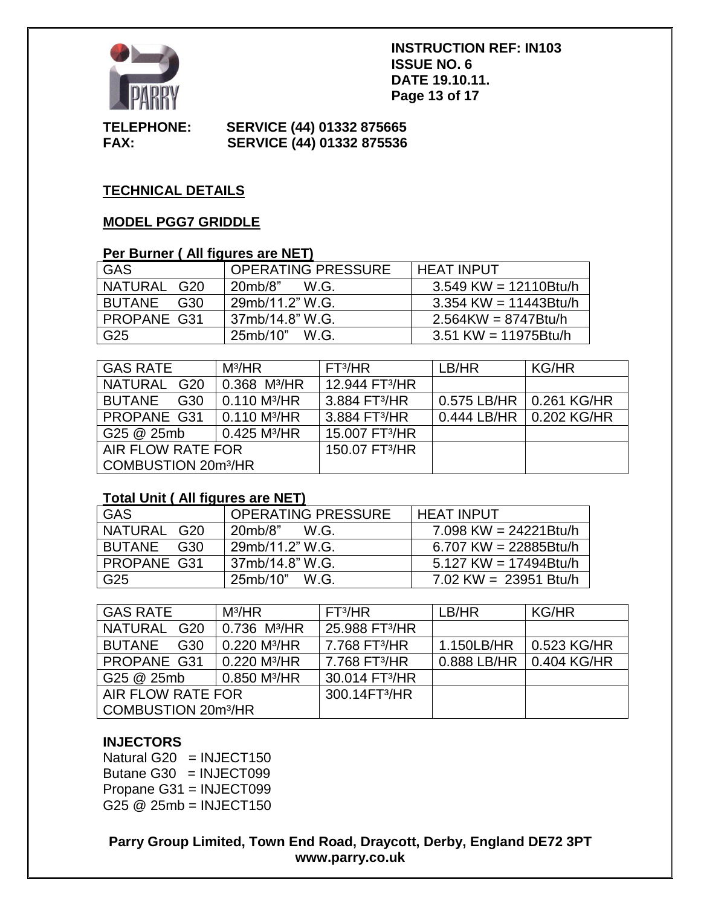TELEPHONE: SERVICE (44) 01332 875665
FAX: SERVICE (44) 01332 875536

## TECHNICAL DETAILS

### MODEL PGG7 GRIDDLE

**Per Burner ( All figures are NET)**

| GAS | OPERATING PRESSURE | HEAT INPUT |
|---|---|---|
| NATURAL G20 | 20mb/8" W.G. | 3.549 KW = 12110Btu/h |
| BUTANE G30 | 29mb/11.2" W.G. | 3.354 KW = 11443Btu/h |
| PROPANE G31 | 37mb/14.8" W.G. | 2.564KW = 8747Btu/h |
| G25 | 25mb/10" W.G. | 3.51 KW = 11975Btu/h |

| GAS RATE | M³/HR | FT³/HR | LB/HR | KG/HR |
|---|---|---|---|---|
| NATURAL G20 | 0.368 M³/HR | 12.944 FT³/HR | | |
| BUTANE G30 | 0.110 M³/HR | 3.884 FT³/HR | 0.575 LB/HR | 0.261 KG/HR |
| PROPANE G31 | 0.110 M³/HR | 3.884 FT³/HR | 0.444 LB/HR | 0.202 KG/HR |
| G25 @ 25mb | 0.425 M³/HR | 15.007 FT³/HR | | |
| AIR FLOW RATE FOR COMBUSTION 20m³/HR | | 150.07 FT³/HR | | |

**Total Unit ( All figures are NET)**

| GAS | OPERATING PRESSURE | HEAT INPUT |
|---|---|---|
| NATURAL G20 | 20mb/8" W.G. | 7.098 KW = 24221Btu/h |
| BUTANE G30 | 29mb/11.2" W.G. | 6.707 KW = 22885Btu/h |
| PROPANE G31 | 37mb/14.8" W.G. | 5.127 KW = 17494Btu/h |
| G25 | 25mb/10" W.G. | 7.02 KW = 23951 Btu/h |

| GAS RATE | M³/HR | FT³/HR | LB/HR | KG/HR |
|---|---|---|---|---|
| NATURAL G20 | 0.736 M³/HR | 25.988 FT³/HR | | |
| BUTANE G30 | 0.220 M³/HR | 7.768 FT³/HR | 1.150LB/HR | 0.523 KG/HR |
| PROPANE G31 | 0.220 M³/HR | 7.768 FT³/HR | 0.888 LB/HR | 0.404 KG/HR |
| G25 @ 25mb | 0.850 M³/HR | 30.014 FT³/HR | | |
| AIR FLOW RATE FOR COMBUSTION 20m³/HR | | 300.14FT³/HR | | |

### INJECTORS

Natural G20 = INJECT150
Butane G30 = INJECT099
Propane G31 = INJECT099
G25 @ 25mb = INJECT150

**Parry Group Limited, Town End Road, Draycott, Derby, England DE72 3PT**
**www.parry.co.uk**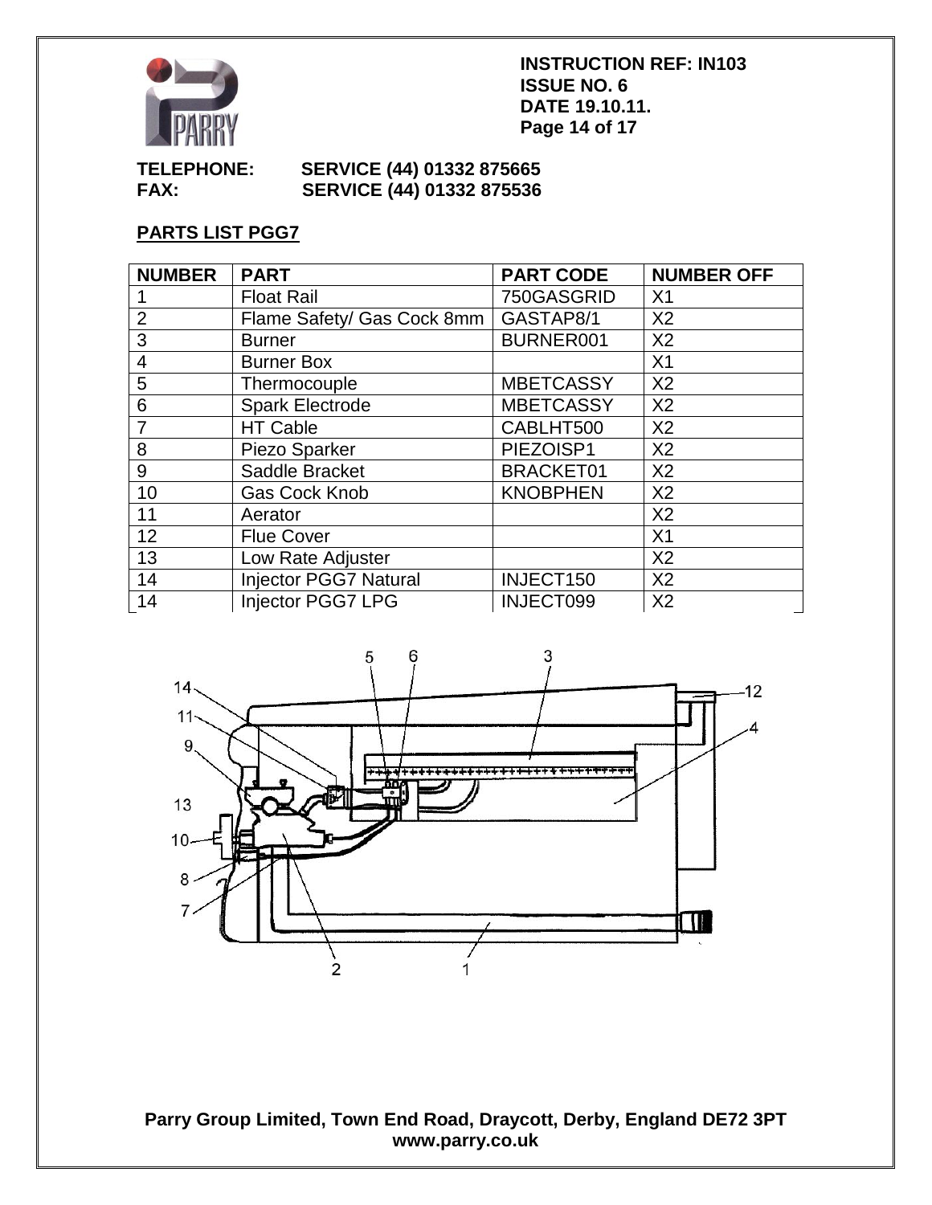TELEPHONE: SERVICE (44) 01332 875665
FAX: SERVICE (44) 01332 875536

## PARTS LIST PGG7

| NUMBER | PART | PART CODE | NUMBER OFF |
|---|---|---|---|
| 1 | Float Rail | 750GASGRID | X1 |
| 2 | Flame Safety/ Gas Cock 8mm | GASTAP8/1 | X2 |
| 3 | Burner | BURNER001 | X2 |
| 4 | Burner Box | | X1 |
| 5 | Thermocouple | MBETCASSY | X2 |
| 6 | Spark Electrode | MBETCASSY | X2 |
| 7 | HT Cable | CABLHT500 | X2 |
| 8 | Piezo Sparker | PIEZOISP1 | X2 |
| 9 | Saddle Bracket | BRACKET01 | X2 |
| 10 | Gas Cock Knob | KNOBPHEN | X2 |
| 11 | Aerator | | X2 |
| 12 | Flue Cover | | X1 |
| 13 | Low Rate Adjuster | | X2 |
| 14 | Injector PGG7 Natural | INJECT150 | X2 |
| 14 | Injector PGG7 LPG | INJECT099 | X2 |

Parry Group Limited, Town End Road, Draycott, Derby, England DE72 3PT
www.parry.co.uk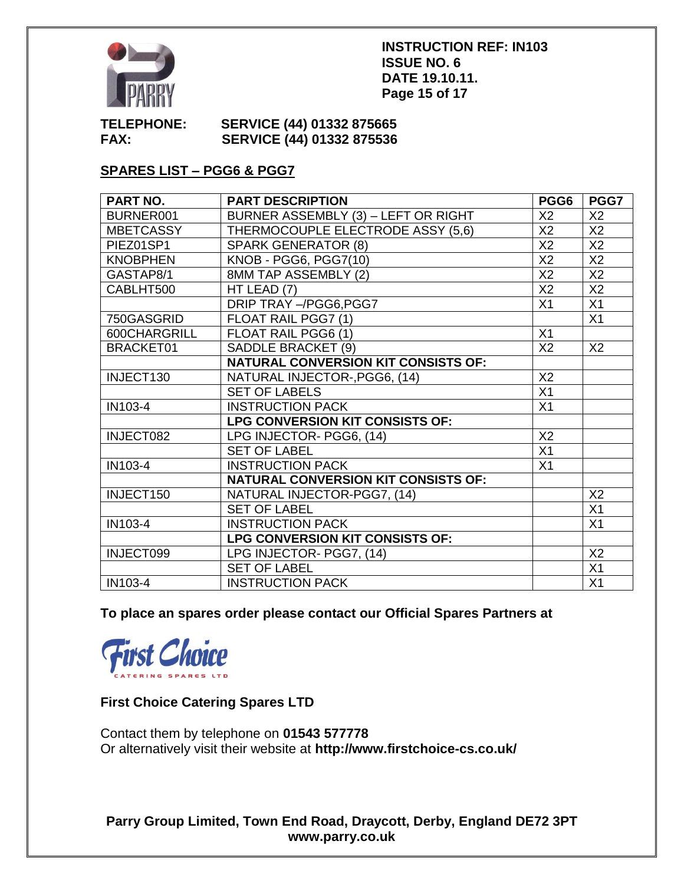**INSTRUCTION REF: IN103**
**ISSUE NO. 6**
**DATE 19.10.11.**

**TELEPHONE:** **SERVICE (44) 01332 875665**
**FAX:** **SERVICE (44) 01332 875536**

## SPARES LIST – PGG6 & PGG7

| PART NO. | PART DESCRIPTION | PGG6 | PGG7 |
|---|---|---|---|
| BURNER001 | BURNER ASSEMBLY (3) – LEFT OR RIGHT | X2 | X2 |
| MBETCASSY | THERMOCOUPLE ELECTRODE ASSY (5,6) | X2 | X2 |
| PIEZ01SP1 | SPARK GENERATOR (8) | X2 | X2 |
| KNOBPHEN | KNOB - PGG6, PGG7(10) | X2 | X2 |
| GASTAP8/1 | 8MM TAP ASSEMBLY (2) | X2 | X2 |
| CABLHT500 | HT LEAD (7) | X2 | X2 |
| | DRIP TRAY –/PGG6,PGG7 | X1 | X1 |
| 750GASGRID | FLOAT RAIL PGG7 (1) | | X1 |
| 600CHARGRILL | FLOAT RAIL PGG6 (1) | X1 | |
| BRACKET01 | SADDLE BRACKET (9) | X2 | X2 |
| | **NATURAL CONVERSION KIT CONSISTS OF:** | | |
| INJECT130 | NATURAL INJECTOR-,PGG6, (14) | X2 | |
| | SET OF LABELS | X1 | |
| IN103-4 | INSTRUCTION PACK | X1 | |
| | **LPG CONVERSION KIT CONSISTS OF:** | | |
| INJECT082 | LPG INJECTOR- PGG6, (14) | X2 | |
| | SET OF LABEL | X1 | |
| IN103-4 | INSTRUCTION PACK | X1 | |
| | **NATURAL CONVERSION KIT CONSISTS OF:** | | |
| INJECT150 | NATURAL INJECTOR-PGG7, (14) | | X2 |
| | SET OF LABEL | | X1 |
| IN103-4 | INSTRUCTION PACK | | X1 |
| | **LPG CONVERSION KIT CONSISTS OF:** | | |
| INJECT099 | LPG INJECTOR- PGG7, (14) | | X2 |
| | SET OF LABEL | | X1 |
| IN103-4 | INSTRUCTION PACK | | X1 |

**To place an spares order please contact our Official Spares Partners at**

First Choice CATERING SPARES LTD

**First Choice Catering Spares LTD**

Contact them by telephone on **01543 577778**
Or alternatively visit their website at **http://www.firstchoice-cs.co.uk/**

**Parry Group Limited, Town End Road, Draycott, Derby, England DE72 3PT**
**www.parry.co.uk**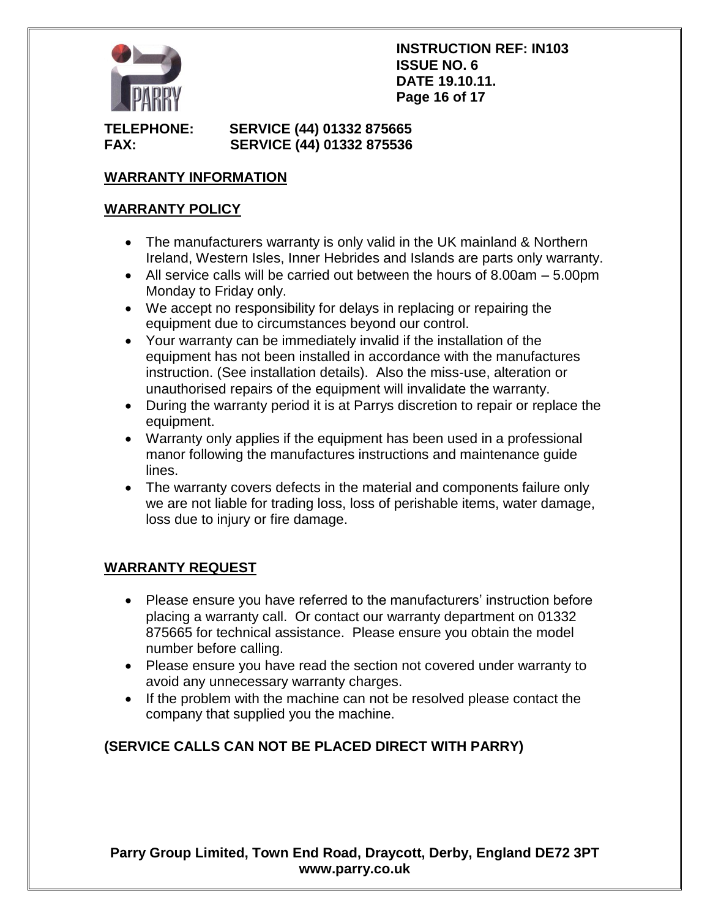**TELEPHONE: SERVICE (44) 01332 875665**
**FAX: SERVICE (44) 01332 875536**

## WARRANTY INFORMATION

### WARRANTY POLICY

- The manufacturers warranty is only valid in the UK mainland & Northern Ireland, Western Isles, Inner Hebrides and Islands are parts only warranty.
- All service calls will be carried out between the hours of 8.00am – 5.00pm Monday to Friday only.
- We accept no responsibility for delays in replacing or repairing the equipment due to circumstances beyond our control.
- Your warranty can be immediately invalid if the installation of the equipment has not been installed in accordance with the manufactures instruction. (See installation details). Also the miss-use, alteration or unauthorised repairs of the equipment will invalidate the warranty.
- During the warranty period it is at Parrys discretion to repair or replace the equipment.
- Warranty only applies if the equipment has been used in a professional manor following the manufactures instructions and maintenance guide lines.
- The warranty covers defects in the material and components failure only we are not liable for trading loss, loss of perishable items, water damage, loss due to injury or fire damage.

### WARRANTY REQUEST

- Please ensure you have referred to the manufacturers' instruction before placing a warranty call. Or contact our warranty department on 01332 875665 for technical assistance. Please ensure you obtain the model number before calling.
- Please ensure you have read the section not covered under warranty to avoid any unnecessary warranty charges.
- If the problem with the machine can not be resolved please contact the company that supplied you the machine.

**(SERVICE CALLS CAN NOT BE PLACED DIRECT WITH PARRY)**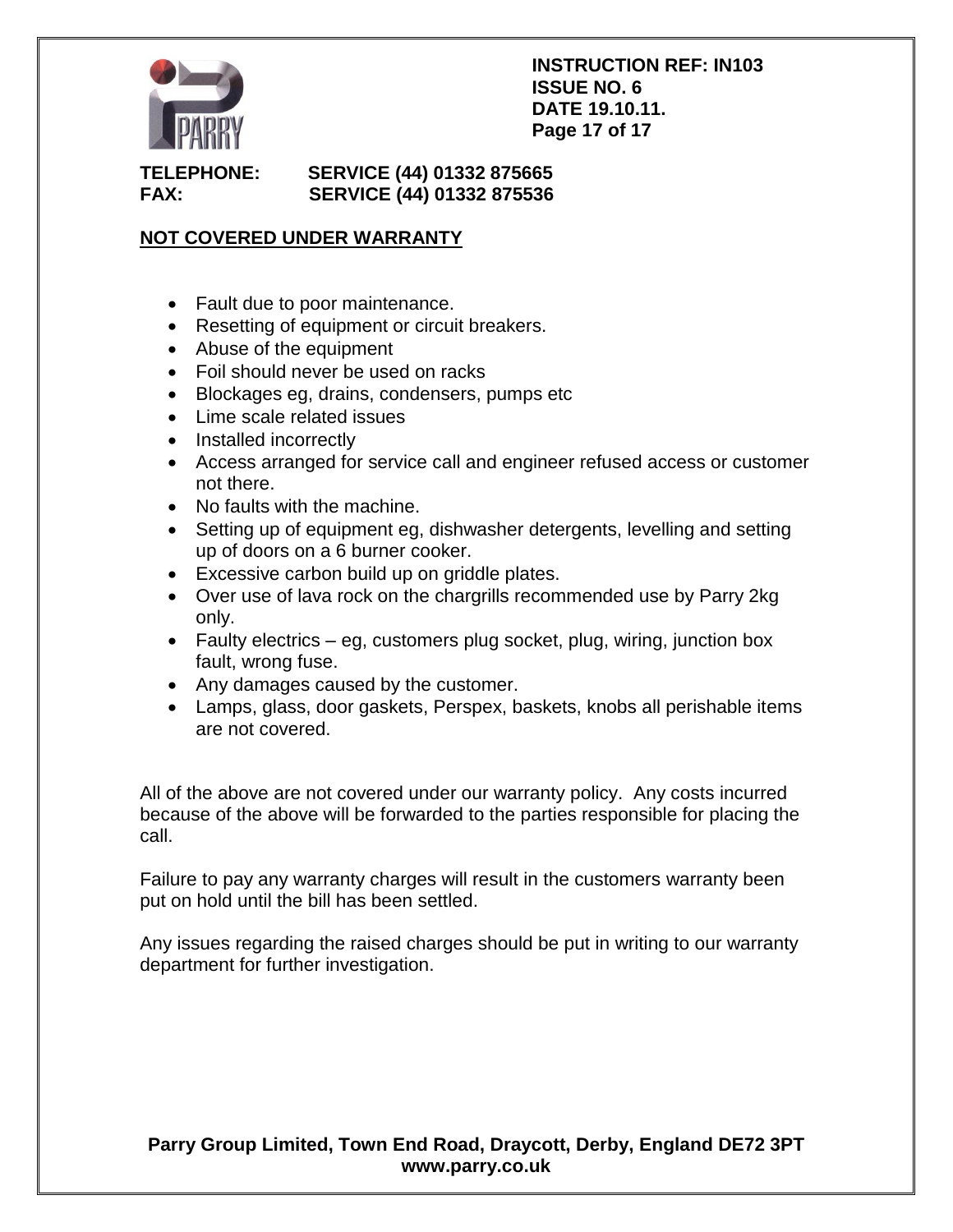**TELEPHONE:** SERVICE (44) 01332 875665
**FAX:** SERVICE (44) 01332 875536

## NOT COVERED UNDER WARRANTY

- Fault due to poor maintenance.
- Resetting of equipment or circuit breakers.
- Abuse of the equipment
- Foil should never be used on racks
- Blockages eg, drains, condensers, pumps etc
- Lime scale related issues
- Installed incorrectly
- Access arranged for service call and engineer refused access or customer not there.
- No faults with the machine.
- Setting up of equipment eg, dishwasher detergents, levelling and setting up of doors on a 6 burner cooker.
- Excessive carbon build up on griddle plates.
- Over use of lava rock on the chargrills recommended use by Parry 2kg only.
- Faulty electrics – eg, customers plug socket, plug, wiring, junction box fault, wrong fuse.
- Any damages caused by the customer.
- Lamps, glass, door gaskets, Perspex, baskets, knobs all perishable items are not covered.

All of the above are not covered under our warranty policy. Any costs incurred because of the above will be forwarded to the parties responsible for placing the call.

Failure to pay any warranty charges will result in the customers warranty been put on hold until the bill has been settled.

Any issues regarding the raised charges should be put in writing to our warranty department for further investigation.